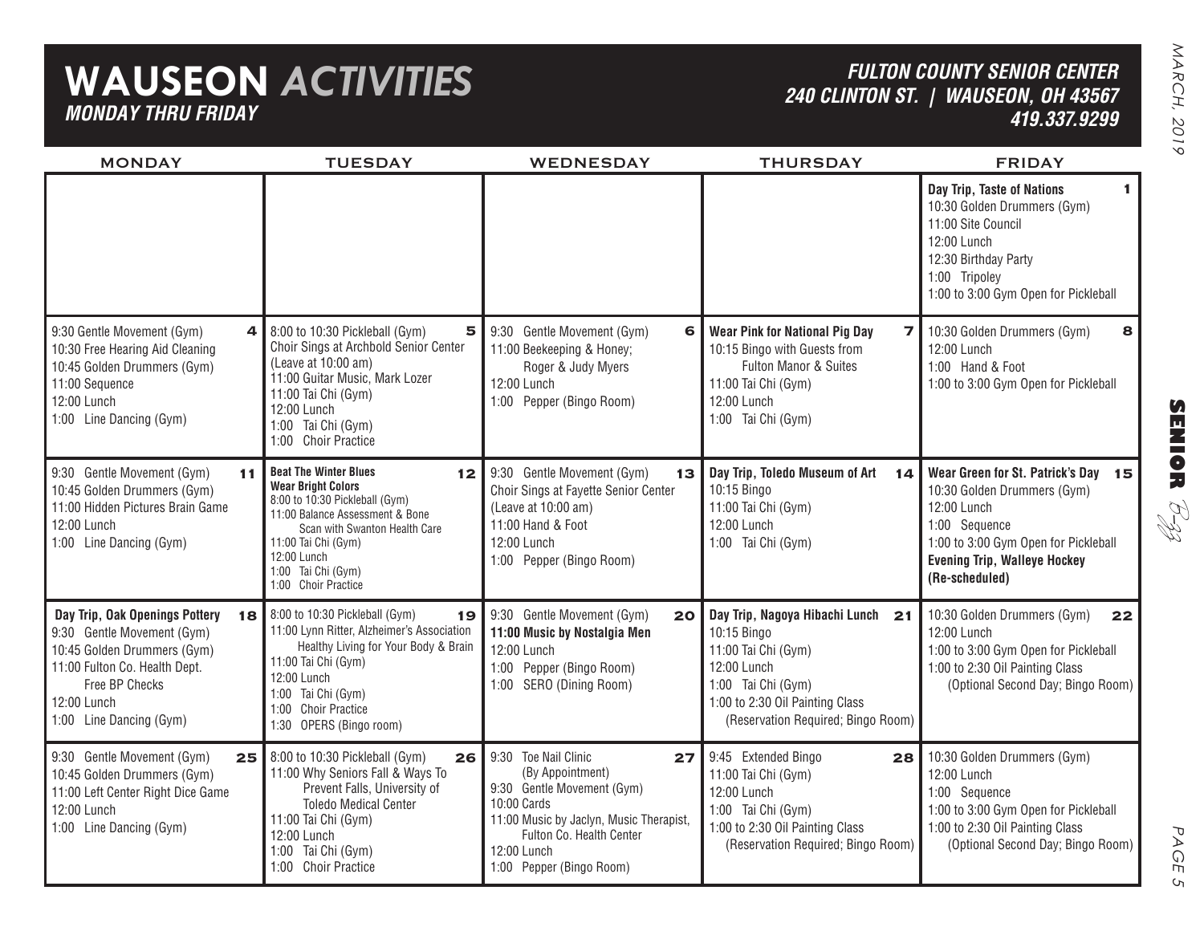# WAUSEON *ACTIVITIES*

***MONDAY THRU FRIDAY***

***FULTON COUNTY SENIOR CENTER***
***240 CLINTON ST. | WAUSEON, OH 43567***
***419.337.9299***

| MONDAY | TUESDAY | WEDNESDAY | THURSDAY | FRIDAY |
|---|---|---|---|---|
| | | | | **1** **Day Trip, Taste of Nations**<br>10:30 Golden Drummers (Gym)<br>11:00 Site Council<br>12:00 Lunch<br>12:30 Birthday Party<br>1:00 Tripoley<br>1:00 to 3:00 Gym Open for Pickleball |
| **4**<br>9:30 Gentle Movement (Gym)<br>10:30 Free Hearing Aid Cleaning<br>10:45 Golden Drummers (Gym)<br>11:00 Sequence<br>12:00 Lunch<br>1:00 Line Dancing (Gym) | **5**<br>8:00 to 10:30 Pickleball (Gym)<br>Choir Sings at Archbold Senior Center (Leave at 10:00 am)<br>11:00 Guitar Music, Mark Lozer<br>11:00 Tai Chi (Gym)<br>12:00 Lunch<br>1:00 Tai Chi (Gym)<br>1:00 Choir Practice | **6**<br>9:30 Gentle Movement (Gym)<br>11:00 Beekeeping & Honey; Roger & Judy Myers<br>12:00 Lunch<br>1:00 Pepper (Bingo Room) | **7** **Wear Pink for National Pig Day**<br>10:15 Bingo with Guests from Fulton Manor & Suites<br>11:00 Tai Chi (Gym)<br>12:00 Lunch<br>1:00 Tai Chi (Gym) | **8**<br>10:30 Golden Drummers (Gym)<br>12:00 Lunch<br>1:00 Hand & Foot<br>1:00 to 3:00 Gym Open for Pickleball |
| **11**<br>9:30 Gentle Movement (Gym)<br>10:45 Golden Drummers (Gym)<br>11:00 Hidden Pictures Brain Game<br>12:00 Lunch<br>1:00 Line Dancing (Gym) | **12** **Beat The Winter Blues**<br>**Wear Bright Colors**<br>8:00 to 10:30 Pickleball (Gym)<br>11:00 Balance Assessment & Bone Scan with Swanton Health Care<br>11:00 Tai Chi (Gym)<br>12:00 Lunch<br>1:00 Tai Chi (Gym)<br>1:00 Choir Practice | **13**<br>9:30 Gentle Movement (Gym)<br>Choir Sings at Fayette Senior Center (Leave at 10:00 am)<br>11:00 Hand & Foot<br>12:00 Lunch<br>1:00 Pepper (Bingo Room) | **14** **Day Trip, Toledo Museum of Art**<br>10:15 Bingo<br>11:00 Tai Chi (Gym)<br>12:00 Lunch<br>1:00 Tai Chi (Gym) | **15** **Wear Green for St. Patrick's Day**<br>10:30 Golden Drummers (Gym)<br>12:00 Lunch<br>1:00 Sequence<br>1:00 to 3:00 Gym Open for Pickleball<br>**Evening Trip, Walleye Hockey (Re-scheduled)** |
| **18** **Day Trip, Oak Openings Pottery**<br>9:30 Gentle Movement (Gym)<br>10:45 Golden Drummers (Gym)<br>11:00 Fulton Co. Health Dept. Free BP Checks<br>12:00 Lunch<br>1:00 Line Dancing (Gym) | **19**<br>8:00 to 10:30 Pickleball (Gym)<br>11:00 Lynn Ritter, Alzheimer's Association Healthy Living for Your Body & Brain<br>11:00 Tai Chi (Gym)<br>12:00 Lunch<br>1:00 Tai Chi (Gym)<br>1:00 Choir Practice<br>1:30 OPERS (Bingo room) | **20**<br>9:30 Gentle Movement (Gym)<br>**11:00 Music by Nostalgia Men**<br>12:00 Lunch<br>1:00 Pepper (Bingo Room)<br>1:00 SERO (Dining Room) | **21** **Day Trip, Nagoya Hibachi Lunch**<br>10:15 Bingo<br>11:00 Tai Chi (Gym)<br>12:00 Lunch<br>1:00 Tai Chi (Gym)<br>1:00 to 2:30 Oil Painting Class (Reservation Required; Bingo Room) | **22**<br>10:30 Golden Drummers (Gym)<br>12:00 Lunch<br>1:00 to 3:00 Gym Open for Pickleball<br>1:00 to 2:30 Oil Painting Class (Optional Second Day; Bingo Room) |
| **25**<br>9:30 Gentle Movement (Gym)<br>10:45 Golden Drummers (Gym)<br>11:00 Left Center Right Dice Game<br>12:00 Lunch<br>1:00 Line Dancing (Gym) | **26**<br>8:00 to 10:30 Pickleball (Gym)<br>11:00 Why Seniors Fall & Ways To Prevent Falls, University of Toledo Medical Center<br>11:00 Tai Chi (Gym)<br>12:00 Lunch<br>1:00 Tai Chi (Gym)<br>1:00 Choir Practice | **27**<br>9:30 Toe Nail Clinic (By Appointment)<br>9:30 Gentle Movement (Gym)<br>10:00 Cards<br>11:00 Music by Jaclyn, Music Therapist, Fulton Co. Health Center<br>12:00 Lunch<br>1:00 Pepper (Bingo Room) | **28**<br>9:45 Extended Bingo<br>11:00 Tai Chi (Gym)<br>12:00 Lunch<br>1:00 Tai Chi (Gym)<br>1:00 to 2:30 Oil Painting Class (Reservation Required; Bingo Room) | **29**<br>10:30 Golden Drummers (Gym)<br>12:00 Lunch<br>1:00 Sequence<br>1:00 to 3:00 Gym Open for Pickleball<br>1:00 to 2:30 Oil Painting Class (Optional Second Day; Bingo Room) |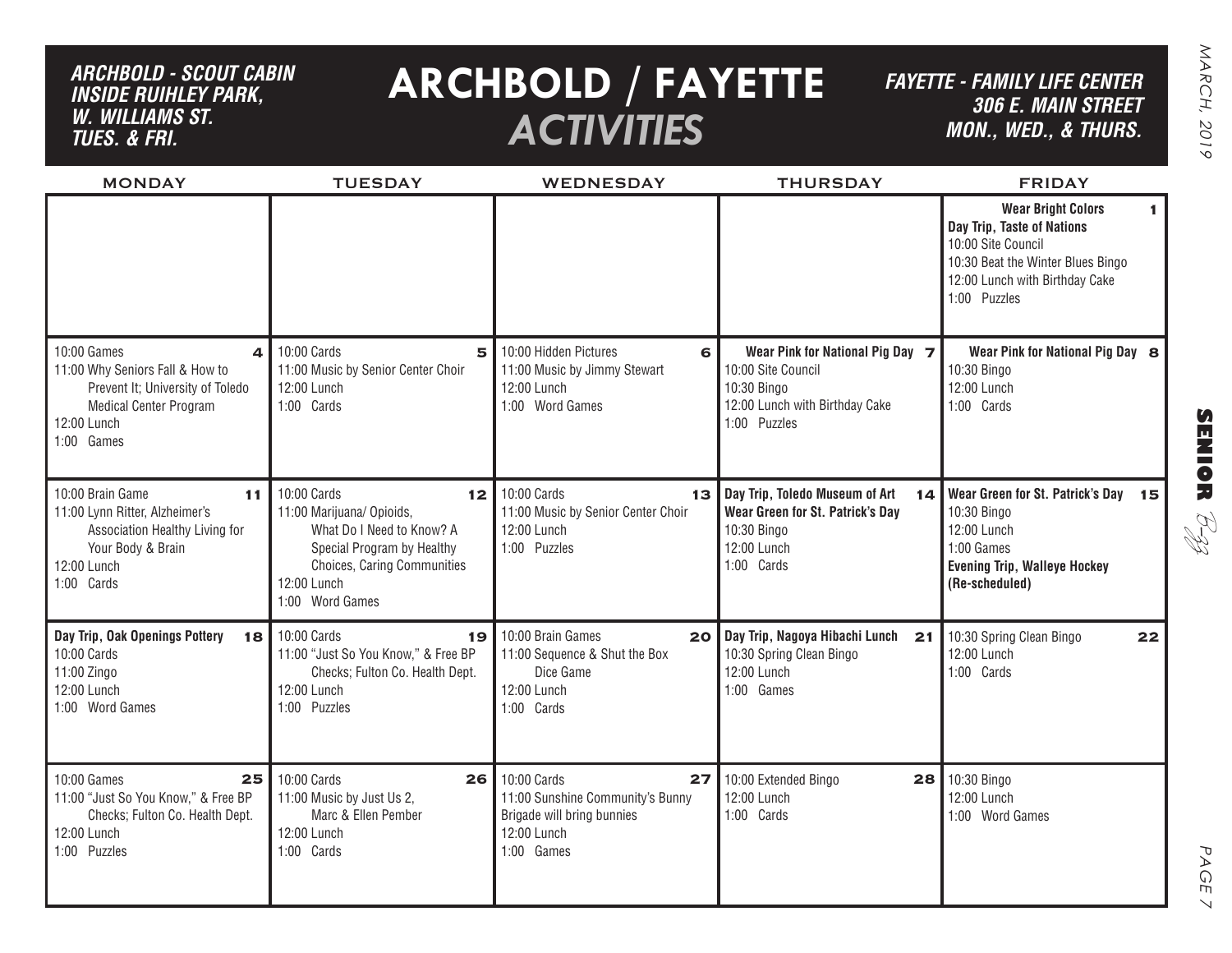*ARCHBOLD - SCOUT CABIN INSIDE RUIHLEY PARK, W. WILLIAMS ST. TUES. & FRI.*

# ARCHBOLD / FAYETTE *ACTIVITIES*

*FAYETTE - FAMILY LIFE CENTER 306 E. MAIN STREET MON., WED., & THURS.*

| MONDAY | TUESDAY | WEDNESDAY | THURSDAY | FRIDAY |
|---|---|---|---|---|
| | | | | **1** **Wear Bright Colors** **Day Trip, Taste of Nations** 10:00 Site Council 10:30 Beat the Winter Blues Bingo 12:00 Lunch with Birthday Cake 1:00 Puzzles |
| **4** 10:00 Games 11:00 Why Seniors Fall & How to Prevent It; University of Toledo Medical Center Program 12:00 Lunch 1:00 Games | **5** 10:00 Cards 11:00 Music by Senior Center Choir 12:00 Lunch 1:00 Cards | **6** 10:00 Hidden Pictures 11:00 Music by Jimmy Stewart 12:00 Lunch 1:00 Word Games | **7** **Wear Pink for National Pig Day** 10:00 Site Council 10:30 Bingo 12:00 Lunch with Birthday Cake 1:00 Puzzles | **8** **Wear Pink for National Pig Day** 10:30 Bingo 12:00 Lunch 1:00 Cards |
| **11** 10:00 Brain Game 11:00 Lynn Ritter, Alzheimer's Association Healthy Living for Your Body & Brain 12:00 Lunch 1:00 Cards | **12** 10:00 Cards 11:00 Marijuana/ Opioids, What Do I Need to Know? A Special Program by Healthy Choices, Caring Communities 12:00 Lunch 1:00 Word Games | **13** 10:00 Cards 11:00 Music by Senior Center Choir 12:00 Lunch 1:00 Puzzles | **14** **Day Trip, Toledo Museum of Art** **Wear Green for St. Patrick's Day** 10:30 Bingo 12:00 Lunch 1:00 Cards | **15** **Wear Green for St. Patrick's Day** 10:30 Bingo 12:00 Lunch 1:00 Games **Evening Trip, Walleye Hockey (Re-scheduled)** |
| **18** **Day Trip, Oak Openings Pottery** 10:00 Cards 11:00 Zingo 12:00 Lunch 1:00 Word Games | **19** 10:00 Cards 11:00 "Just So You Know," & Free BP Checks; Fulton Co. Health Dept. 12:00 Lunch 1:00 Puzzles | **20** 10:00 Brain Games 11:00 Sequence & Shut the Box Dice Game 12:00 Lunch 1:00 Cards | **21** **Day Trip, Nagoya Hibachi Lunch** 10:30 Spring Clean Bingo 12:00 Lunch 1:00 Games | **22** 10:30 Spring Clean Bingo 12:00 Lunch 1:00 Cards |
| **25** 10:00 Games 11:00 "Just So You Know," & Free BP Checks; Fulton Co. Health Dept. 12:00 Lunch 1:00 Puzzles | **26** 10:00 Cards 11:00 Music by Just Us 2, Marc & Ellen Pember 12:00 Lunch 1:00 Cards | **27** 10:00 Cards 11:00 Sunshine Community's Bunny Brigade will bring bunnies 12:00 Lunch 1:00 Games | **28** 10:00 Extended Bingo 12:00 Lunch 1:00 Cards | 10:30 Bingo 12:00 Lunch 1:00 Word Games |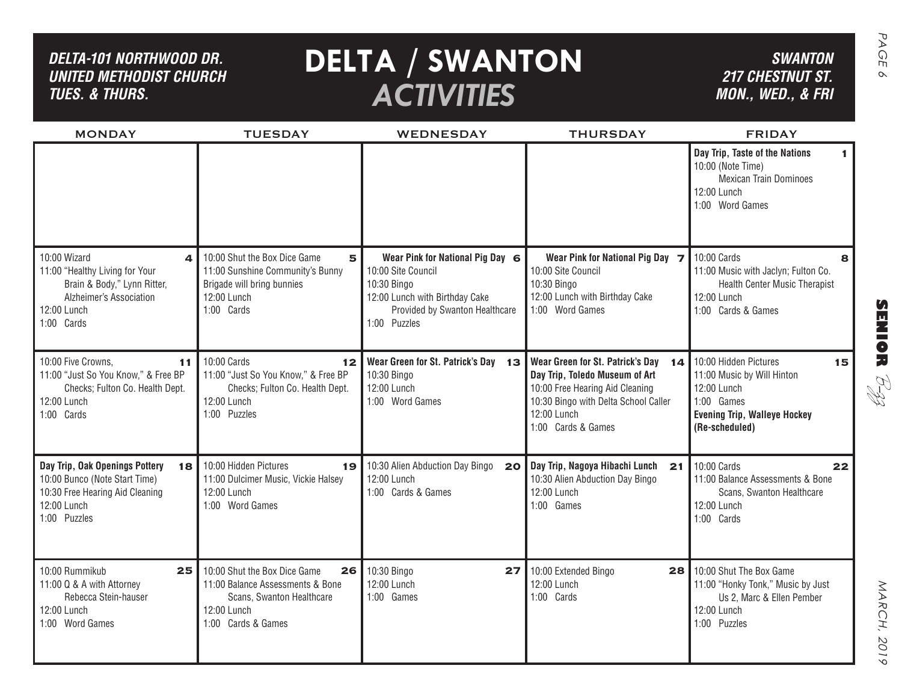*DELTA-101 NORTHWOOD DR.*
*UNITED METHODIST CHURCH*
*TUES. & THURS.*

# DELTA / SWANTON *ACTIVITIES*

*SWANTON*
*217 CHESTNUT ST.*
*MON., WED., & FRI*

| MONDAY | TUESDAY | WEDNESDAY | THURSDAY | FRIDAY |
|---|---|---|---|---|
| | | | | **1** **Day Trip, Taste of the Nations**<br>10:00 (Note Time) Mexican Train Dominoes<br>12:00 Lunch<br>1:00 Word Games |
| **4**<br>10:00 Wizard<br>11:00 "Healthy Living for Your Brain & Body," Lynn Ritter, Alzheimer's Association<br>12:00 Lunch<br>1:00 Cards | **5**<br>10:00 Shut the Box Dice Game<br>11:00 Sunshine Community's Bunny Brigade will bring bunnies<br>12:00 Lunch<br>1:00 Cards | **6** **Wear Pink for National Pig Day**<br>10:00 Site Council<br>10:30 Bingo<br>12:00 Lunch with Birthday Cake Provided by Swanton Healthcare<br>1:00 Puzzles | **7** **Wear Pink for National Pig Day**<br>10:00 Site Council<br>10:30 Bingo<br>12:00 Lunch with Birthday Cake<br>1:00 Word Games | **8**<br>10:00 Cards<br>11:00 Music with Jaclyn; Fulton Co. Health Center Music Therapist<br>12:00 Lunch<br>1:00 Cards & Games |
| **11**<br>10:00 Five Crowns,<br>11:00 "Just So You Know," & Free BP Checks; Fulton Co. Health Dept.<br>12:00 Lunch<br>1:00 Cards | **12**<br>10:00 Cards<br>11:00 "Just So You Know," & Free BP Checks; Fulton Co. Health Dept.<br>12:00 Lunch<br>1:00 Puzzles | **13** **Wear Green for St. Patrick's Day**<br>10:30 Bingo<br>12:00 Lunch<br>1:00 Word Games | **14** **Wear Green for St. Patrick's Day**<br>**Day Trip, Toledo Museum of Art**<br>10:00 Free Hearing Aid Cleaning<br>10:30 Bingo with Delta School Caller<br>12:00 Lunch<br>1:00 Cards & Games | **15**<br>10:00 Hidden Pictures<br>11:00 Music by Will Hinton<br>12:00 Lunch<br>1:00 Games<br>**Evening Trip, Walleye Hockey (Re-scheduled)** |
| **18** **Day Trip, Oak Openings Pottery**<br>10:00 Bunco (Note Start Time)<br>10:30 Free Hearing Aid Cleaning<br>12:00 Lunch<br>1:00 Puzzles | **19**<br>10:00 Hidden Pictures<br>11:00 Dulcimer Music, Vickie Halsey<br>12:00 Lunch<br>1:00 Word Games | **20**<br>10:30 Alien Abduction Day Bingo<br>12:00 Lunch<br>1:00 Cards & Games | **21** **Day Trip, Nagoya Hibachi Lunch**<br>10:30 Alien Abduction Day Bingo<br>12:00 Lunch<br>1:00 Games | **22**<br>10:00 Cards<br>11:00 Balance Assessments & Bone Scans, Swanton Healthcare<br>12:00 Lunch<br>1:00 Cards |
| **25**<br>10:00 Rummikub<br>11:00 Q & A with Attorney Rebecca Stein-hauser<br>12:00 Lunch<br>1:00 Word Games | **26**<br>10:00 Shut the Box Dice Game<br>11:00 Balance Assessments & Bone Scans, Swanton Healthcare<br>12:00 Lunch<br>1:00 Cards & Games | **27**<br>10:30 Bingo<br>12:00 Lunch<br>1:00 Games | **28**<br>10:00 Extended Bingo<br>12:00 Lunch<br>1:00 Cards | 10:00 Shut The Box Game<br>11:00 "Honky Tonk," Music by Just Us 2, Marc & Ellen Pember<br>12:00 Lunch<br>1:00 Puzzles |